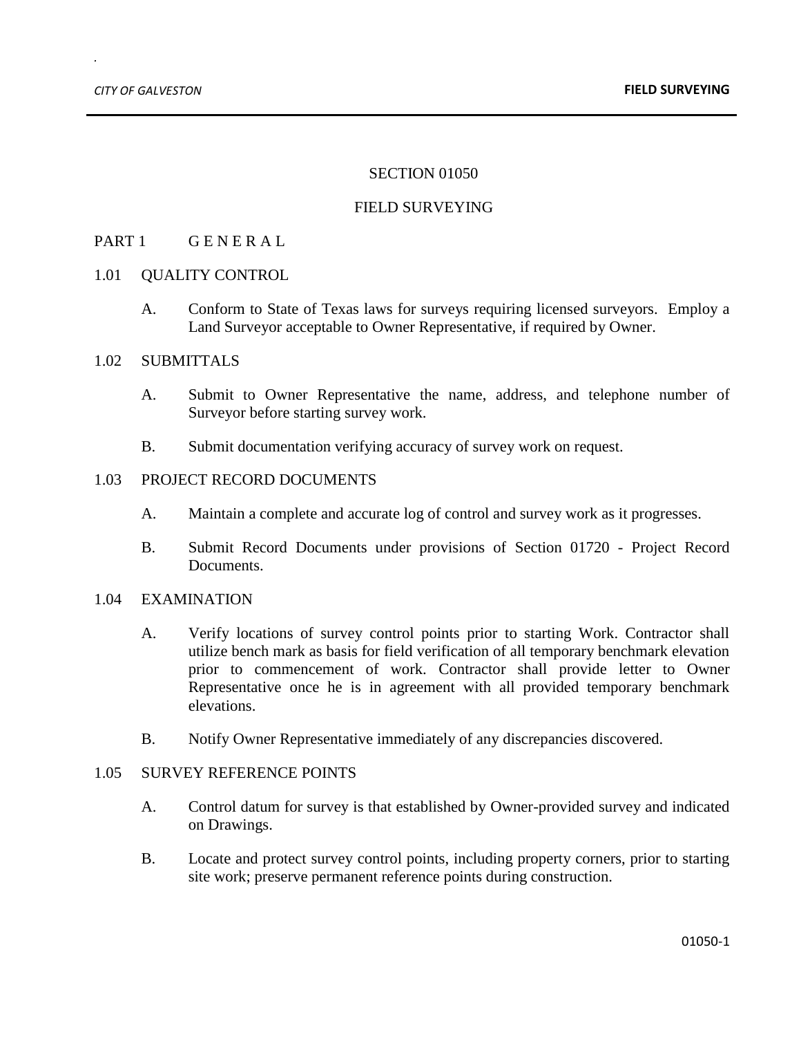# SECTION 01050

# FIELD SURVEYING

## PART 1 G E N E R A L

### 1.01 QUALITY CONTROL

A. Conform to State of Texas laws for surveys requiring licensed surveyors. Employ a Land Surveyor acceptable to Owner Representative, if required by Owner.

### 1.02 SUBMITTALS

A. Submit to Owner Representative the name, address, and telephone number of Surveyor before starting survey work.

B. Submit documentation verifying accuracy of survey work on request.

### 1.03 PROJECT RECORD DOCUMENTS

A. Maintain a complete and accurate log of control and survey work as it progresses.

B. Submit Record Documents under provisions of Section 01720 - Project Record Documents.

### 1.04 EXAMINATION

A. Verify locations of survey control points prior to starting Work. Contractor shall utilize bench mark as basis for field verification of all temporary benchmark elevation prior to commencement of work. Contractor shall provide letter to Owner Representative once he is in agreement with all provided temporary benchmark elevations.

B. Notify Owner Representative immediately of any discrepancies discovered.

### 1.05 SURVEY REFERENCE POINTS

A. Control datum for survey is that established by Owner-provided survey and indicated on Drawings.

B. Locate and protect survey control points, including property corners, prior to starting site work; preserve permanent reference points during construction.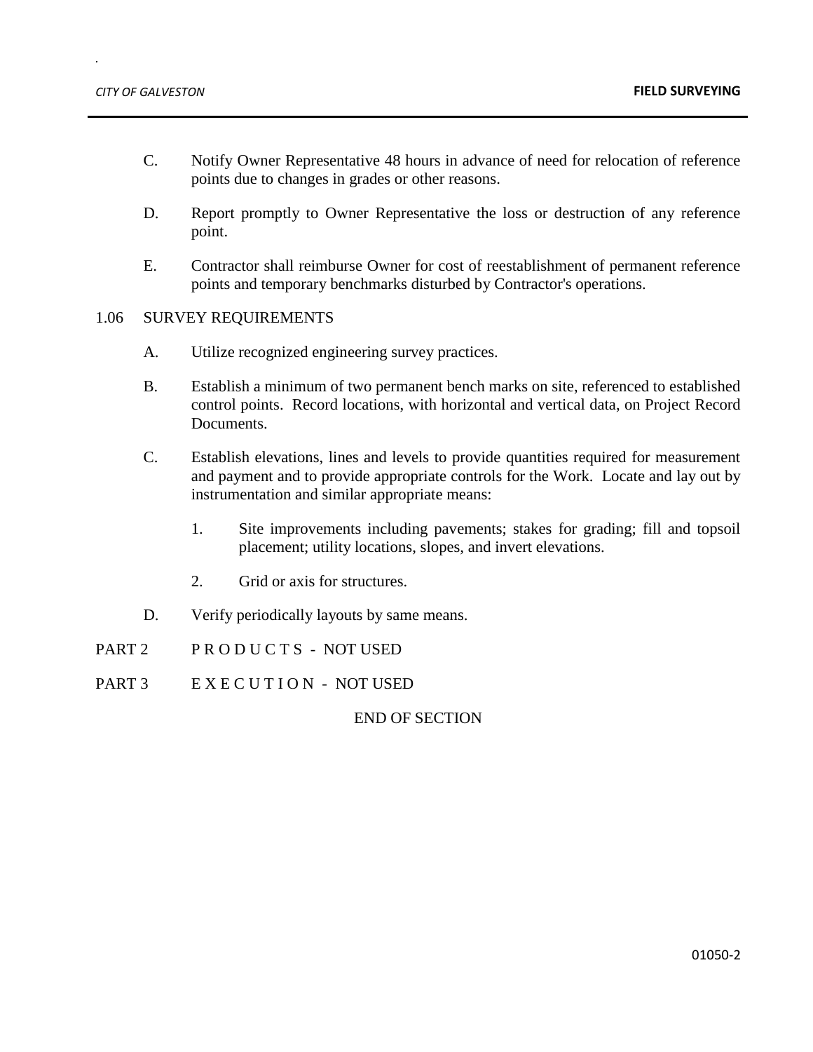C. Notify Owner Representative 48 hours in advance of need for relocation of reference points due to changes in grades or other reasons.

D. Report promptly to Owner Representative the loss or destruction of any reference point.

E. Contractor shall reimburse Owner for cost of reestablishment of permanent reference points and temporary benchmarks disturbed by Contractor's operations.

## 1.06 SURVEY REQUIREMENTS

A. Utilize recognized engineering survey practices.

B. Establish a minimum of two permanent bench marks on site, referenced to established control points. Record locations, with horizontal and vertical data, on Project Record Documents.

C. Establish elevations, lines and levels to provide quantities required for measurement and payment and to provide appropriate controls for the Work. Locate and lay out by instrumentation and similar appropriate means:

1. Site improvements including pavements; stakes for grading; fill and topsoil placement; utility locations, slopes, and invert elevations.

2. Grid or axis for structures.

D. Verify periodically layouts by same means.

## PART 2 P R O D U C T S - NOT USED

## PART 3 E X E C U T I O N - NOT USED

END OF SECTION